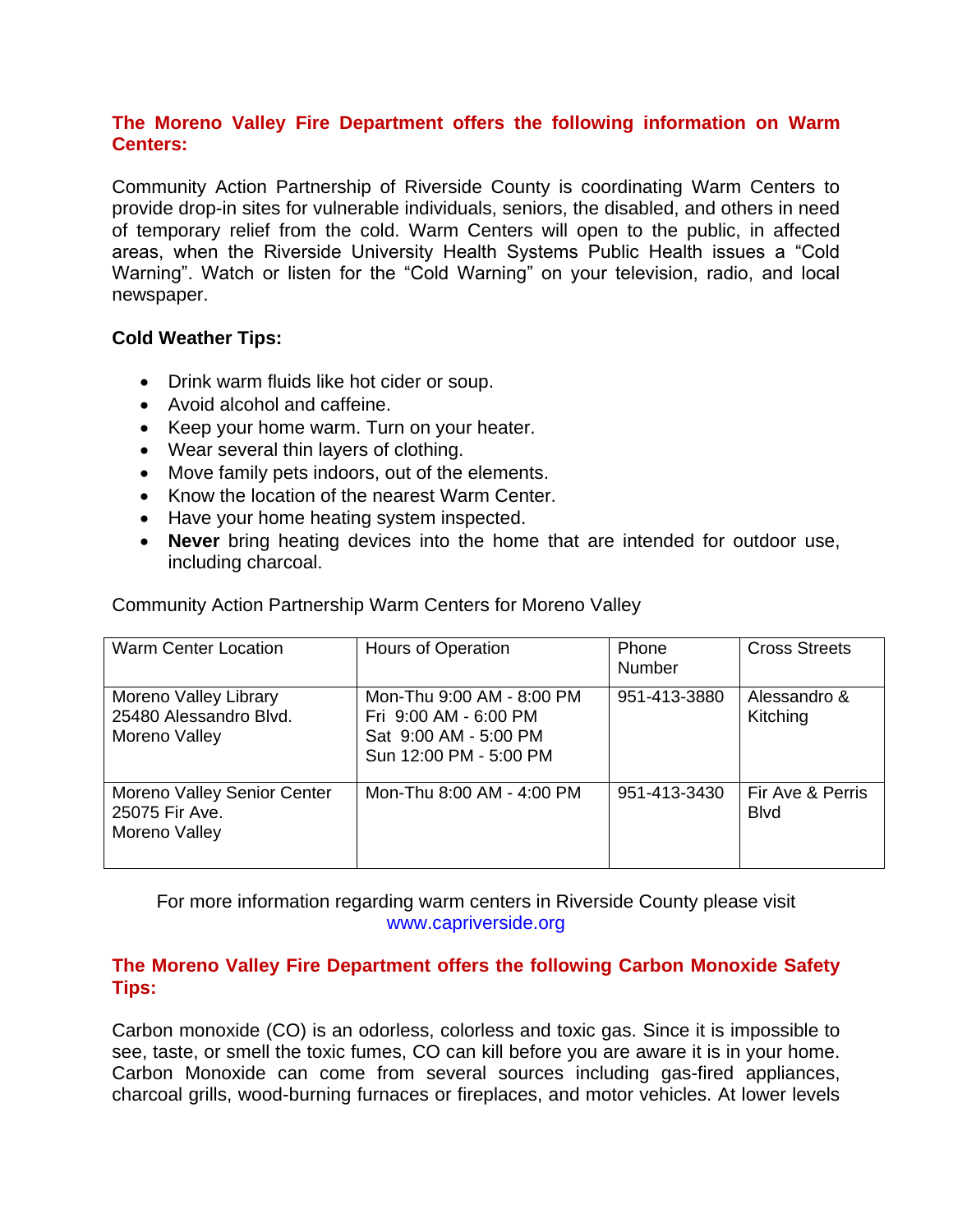## The Moreno Valley Fire Department offers the following information on Warm Centers:

Community Action Partnership of Riverside County is coordinating Warm Centers to provide drop-in sites for vulnerable individuals, seniors, the disabled, and others in need of temporary relief from the cold. Warm Centers will open to the public, in affected areas, when the Riverside University Health Systems Public Health issues a “Cold Warning”. Watch or listen for the “Cold Warning” on your television, radio, and local newspaper.

**Cold Weather Tips:**

- Drink warm fluids like hot cider or soup.
- Avoid alcohol and caffeine.
- Keep your home warm. Turn on your heater.
- Wear several thin layers of clothing.
- Move family pets indoors, out of the elements.
- Know the location of the nearest Warm Center.
- Have your home heating system inspected.
- **Never** bring heating devices into the home that are intended for outdoor use, including charcoal.

Community Action Partnership Warm Centers for Moreno Valley

| Warm Center Location | Hours of Operation | Phone Number | Cross Streets |
|---|---|---|---|
| Moreno Valley Library<br>25480 Alessandro Blvd.<br>Moreno Valley | Mon-Thu 9:00 AM - 8:00 PM<br>Fri 9:00 AM - 6:00 PM<br>Sat 9:00 AM - 5:00 PM<br>Sun 12:00 PM - 5:00 PM | 951-413-3880 | Alessandro & Kitching |
| Moreno Valley Senior Center<br>25075 Fir Ave.<br>Moreno Valley | Mon-Thu 8:00 AM - 4:00 PM | 951-413-3430 | Fir Ave & Perris Blvd |

For more information regarding warm centers in Riverside County please visit www.capriverside.org

## The Moreno Valley Fire Department offers the following Carbon Monoxide Safety Tips:

Carbon monoxide (CO) is an odorless, colorless and toxic gas. Since it is impossible to see, taste, or smell the toxic fumes, CO can kill before you are aware it is in your home. Carbon Monoxide can come from several sources including gas-fired appliances, charcoal grills, wood-burning furnaces or fireplaces, and motor vehicles. At lower levels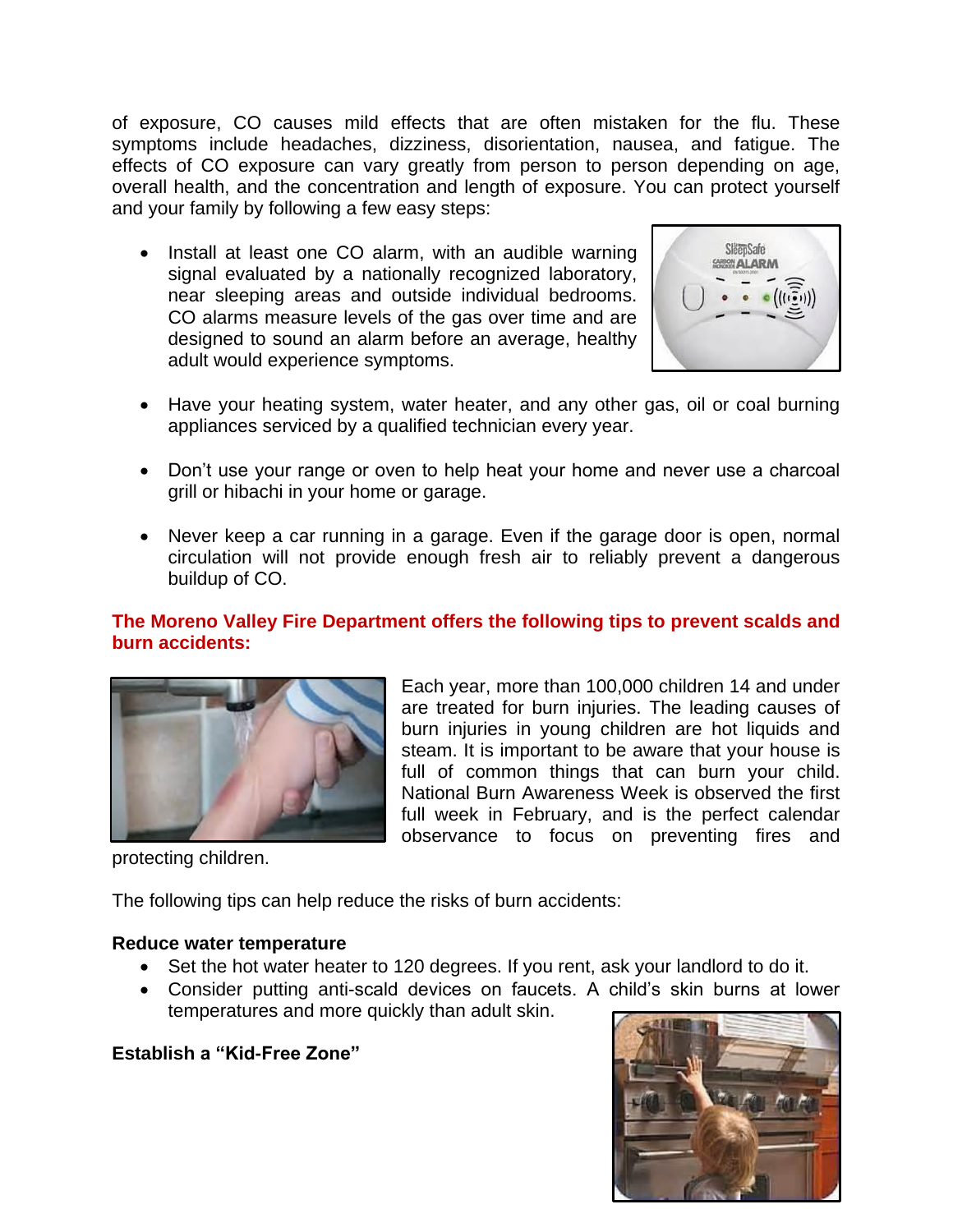of exposure, CO causes mild effects that are often mistaken for the flu. These symptoms include headaches, dizziness, disorientation, nausea, and fatigue. The effects of CO exposure can vary greatly from person to person depending on age, overall health, and the concentration and length of exposure. You can protect yourself and your family by following a few easy steps:

- Install at least one CO alarm, with an audible warning signal evaluated by a nationally recognized laboratory, near sleeping areas and outside individual bedrooms. CO alarms measure levels of the gas over time and are designed to sound an alarm before an average, healthy adult would experience symptoms.

- Have your heating system, water heater, and any other gas, oil or coal burning appliances serviced by a qualified technician every year.

- Don't use your range or oven to help heat your home and never use a charcoal grill or hibachi in your home or garage.

- Never keep a car running in a garage. Even if the garage door is open, normal circulation will not provide enough fresh air to reliably prevent a dangerous buildup of CO.

**The Moreno Valley Fire Department offers the following tips to prevent scalds and burn accidents:**

Each year, more than 100,000 children 14 and under are treated for burn injuries. The leading causes of burn injuries in young children are hot liquids and steam. It is important to be aware that your house is full of common things that can burn your child. National Burn Awareness Week is observed the first full week in February, and is the perfect calendar observance to focus on preventing fires and protecting children.

The following tips can help reduce the risks of burn accidents:

**Reduce water temperature**

- Set the hot water heater to 120 degrees. If you rent, ask your landlord to do it.
- Consider putting anti-scald devices on faucets. A child's skin burns at lower temperatures and more quickly than adult skin.

**Establish a "Kid-Free Zone"**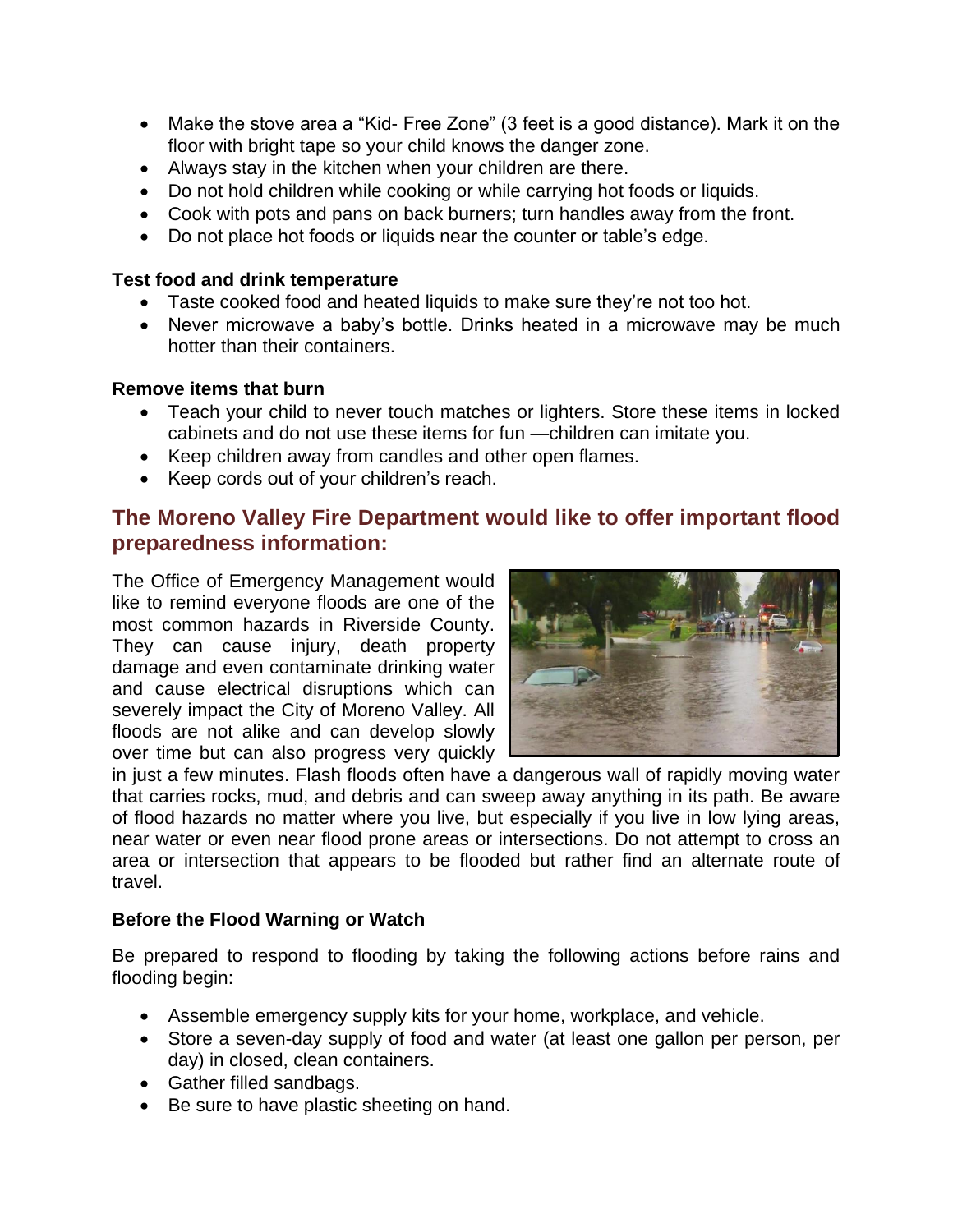- Make the stove area a "Kid- Free Zone" (3 feet is a good distance). Mark it on the floor with bright tape so your child knows the danger zone.
- Always stay in the kitchen when your children are there.
- Do not hold children while cooking or while carrying hot foods or liquids.
- Cook with pots and pans on back burners; turn handles away from the front.
- Do not place hot foods or liquids near the counter or table's edge.

**Test food and drink temperature**

- Taste cooked food and heated liquids to make sure they're not too hot.
- Never microwave a baby's bottle. Drinks heated in a microwave may be much hotter than their containers.

**Remove items that burn**

- Teach your child to never touch matches or lighters. Store these items in locked cabinets and do not use these items for fun —children can imitate you.
- Keep children away from candles and other open flames.
- Keep cords out of your children's reach.

## The Moreno Valley Fire Department would like to offer important flood preparedness information:

The Office of Emergency Management would like to remind everyone floods are one of the most common hazards in Riverside County. They can cause injury, death property damage and even contaminate drinking water and cause electrical disruptions which can severely impact the City of Moreno Valley. All floods are not alike and can develop slowly over time but can also progress very quickly in just a few minutes. Flash floods often have a dangerous wall of rapidly moving water that carries rocks, mud, and debris and can sweep away anything in its path. Be aware of flood hazards no matter where you live, but especially if you live in low lying areas, near water or even near flood prone areas or intersections. Do not attempt to cross an area or intersection that appears to be flooded but rather find an alternate route of travel.

**Before the Flood Warning or Watch**

Be prepared to respond to flooding by taking the following actions before rains and flooding begin:

- Assemble emergency supply kits for your home, workplace, and vehicle.
- Store a seven-day supply of food and water (at least one gallon per person, per day) in closed, clean containers.
- Gather filled sandbags.
- Be sure to have plastic sheeting on hand.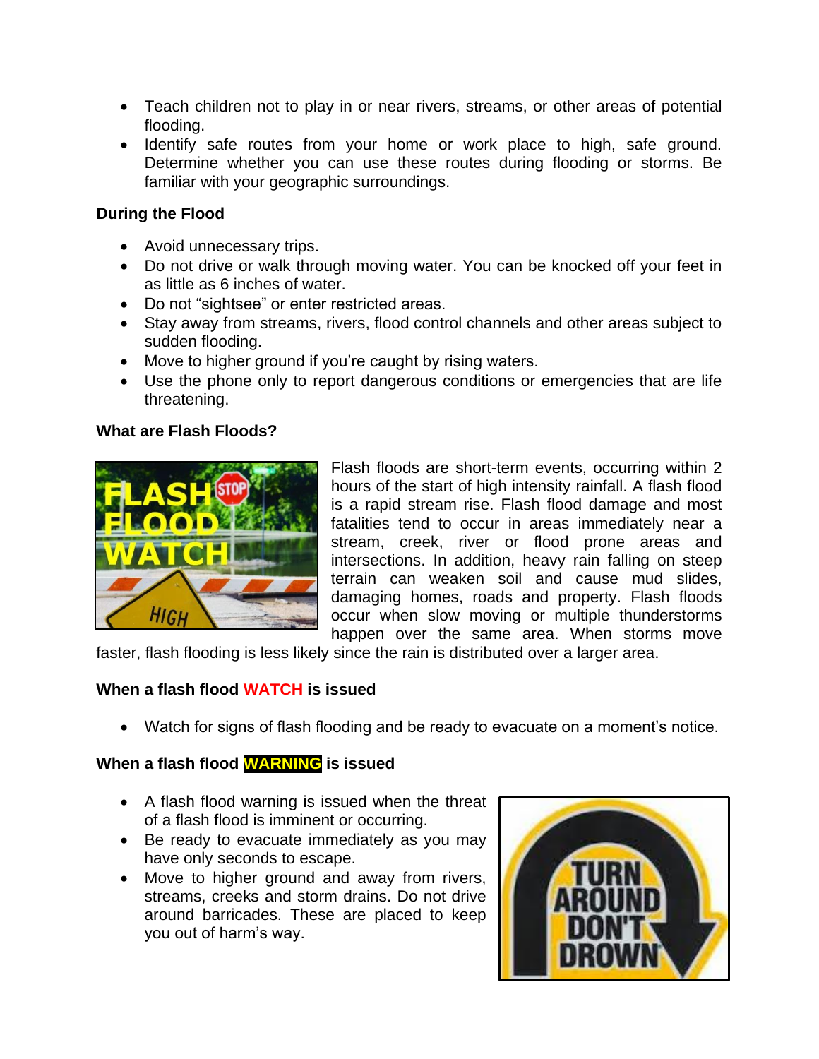- Teach children not to play in or near rivers, streams, or other areas of potential flooding.
- Identify safe routes from your home or work place to high, safe ground. Determine whether you can use these routes during flooding or storms. Be familiar with your geographic surroundings.

**During the Flood**

- Avoid unnecessary trips.
- Do not drive or walk through moving water. You can be knocked off your feet in as little as 6 inches of water.
- Do not "sightsee" or enter restricted areas.
- Stay away from streams, rivers, flood control channels and other areas subject to sudden flooding.
- Move to higher ground if you're caught by rising waters.
- Use the phone only to report dangerous conditions or emergencies that are life threatening.

**What are Flash Floods?**

Flash floods are short-term events, occurring within 2 hours of the start of high intensity rainfall. A flash flood is a rapid stream rise. Flash flood damage and most fatalities tend to occur in areas immediately near a stream, creek, river or flood prone areas and intersections. In addition, heavy rain falling on steep terrain can weaken soil and cause mud slides, damaging homes, roads and property. Flash floods occur when slow moving or multiple thunderstorms happen over the same area. When storms move faster, flash flooding is less likely since the rain is distributed over a larger area.

**When a flash flood WATCH is issued**

- Watch for signs of flash flooding and be ready to evacuate on a moment's notice.

**When a flash flood WARNING is issued**

- A flash flood warning is issued when the threat of a flash flood is imminent or occurring.
- Be ready to evacuate immediately as you may have only seconds to escape.
- Move to higher ground and away from rivers, streams, creeks and storm drains. Do not drive around barricades. These are placed to keep you out of harm's way.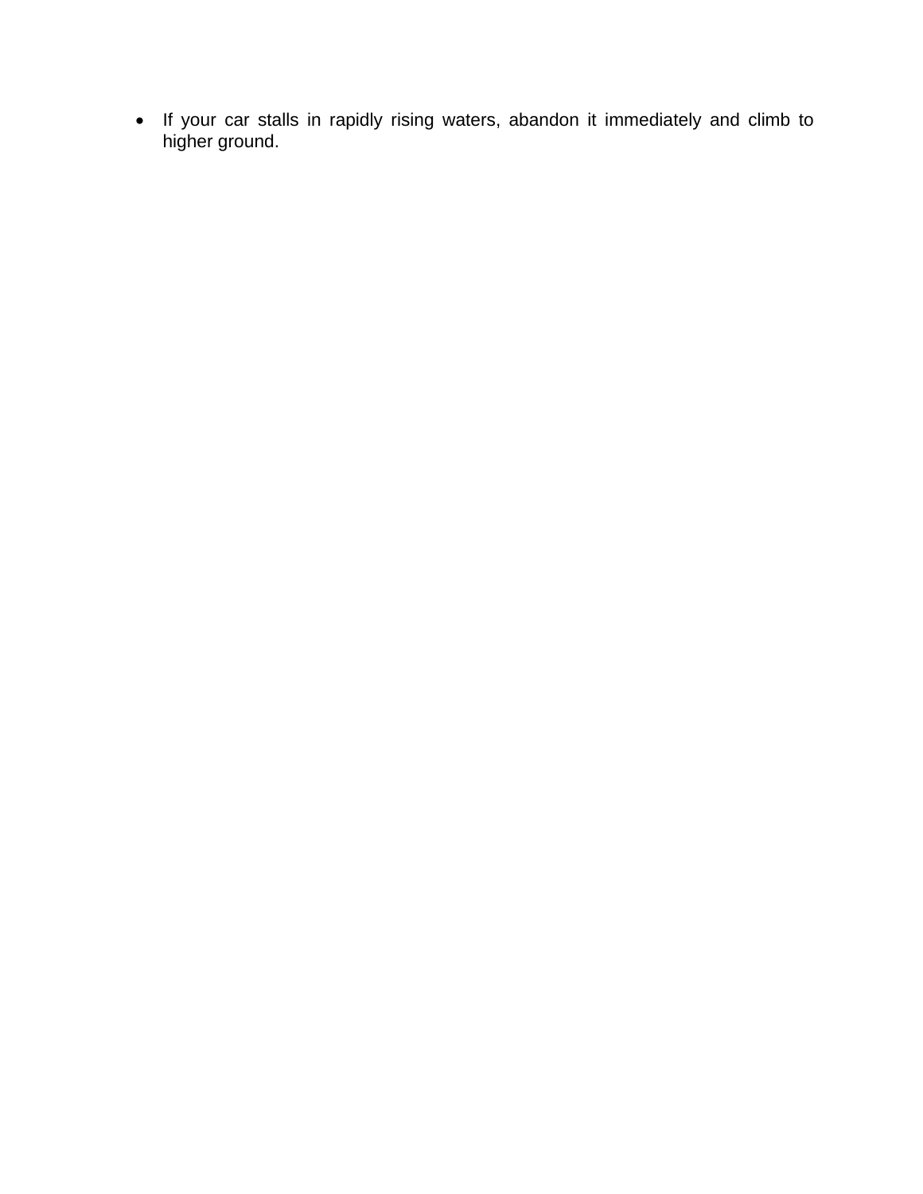- If your car stalls in rapidly rising waters, abandon it immediately and climb to higher ground.